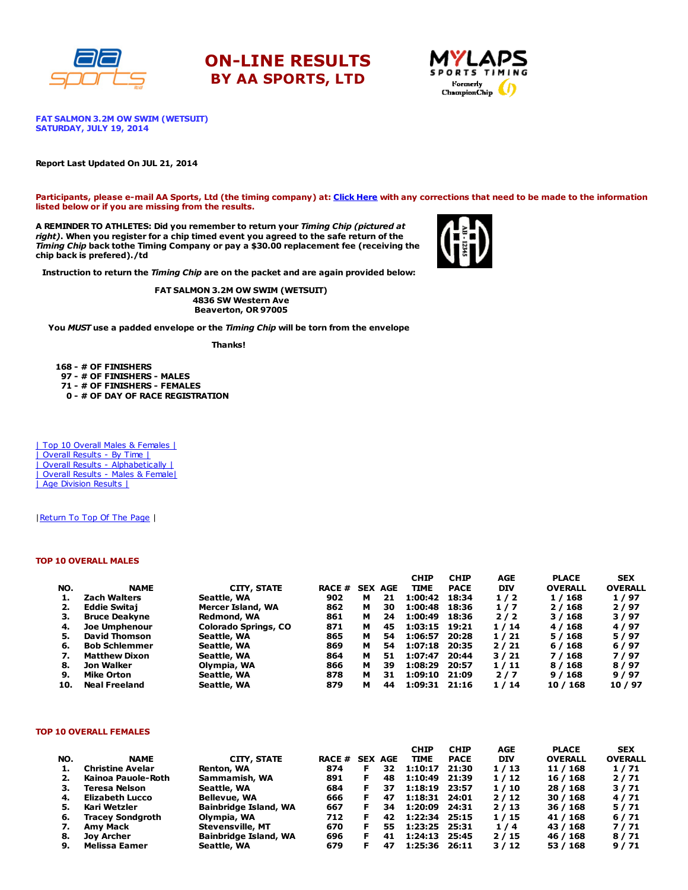# ON-LINE RESULTS
## BY AA SPORTS, LTD

**FAT SALMON 3.2M OW SWIM (WETSUIT)**
**SATURDAY, JULY 19, 2014**

**Report Last Updated On JUL 21, 2014**

**Participants, please e-mail AA Sports, Ltd (the timing company) at: Click Here with any corrections that need to be made to the information listed below or if you are missing from the results.**

**A REMINDER TO ATHLETES: Did you remember to return your *Timing Chip (pictured at right)*. When you register for a chip timed event you agreed to the safe return of the *Timing Chip* back tothe Timing Company or pay a $30.00 replacement fee (receiving the chip back is prefered)./td**

**Instruction to return the *Timing Chip* are on the packet and are again provided below:**

**FAT SALMON 3.2M OW SWIM (WETSUIT)**
**4836 SW Western Ave**
**Beaverton, OR 97005**

**You *MUST* use a padded envelope or the *Timing Chip* will be torn from the envelope**

**Thanks!**

**168 - # OF FINISHERS**
**97 - # OF FINISHERS - MALES**
**71 - # OF FINISHERS - FEMALES**
**0 - # OF DAY OF RACE REGISTRATION**

| Top 10 Overall Males & Females |
| Overall Results - By Time |
| Overall Results - Alphabetically |
| Overall Results - Males & Female|
| Age Division Results |

|Return To Top Of The Page |

### TOP 10 OVERALL MALES

| NO. | NAME | CITY, STATE | RACE # | SEX | AGE | CHIP TIME | CHIP PACE | AGE DIV | PLACE OVERALL | SEX OVERALL |
|---|---|---|---|---|---|---|---|---|---|---|
| 1. | Zach Walters | Seattle, WA | 902 | M | 21 | 1:00:42 | 18:34 | 1 / 2 | 1 / 168 | 1 / 97 |
| 2. | Eddie Switaj | Mercer Island, WA | 862 | M | 30 | 1:00:48 | 18:36 | 1 / 7 | 2 / 168 | 2 / 97 |
| 3. | Bruce Deakyne | Redmond, WA | 861 | M | 24 | 1:00:49 | 18:36 | 2 / 2 | 3 / 168 | 3 / 97 |
| 4. | Joe Umphenour | Colorado Springs, CO | 871 | M | 45 | 1:03:15 | 19:21 | 1 / 14 | 4 / 168 | 4 / 97 |
| 5. | David Thomson | Seattle, WA | 865 | M | 54 | 1:06:57 | 20:28 | 1 / 21 | 5 / 168 | 5 / 97 |
| 6. | Bob Schlemmer | Seattle, WA | 869 | M | 54 | 1:07:18 | 20:35 | 2 / 21 | 6 / 168 | 6 / 97 |
| 7. | Matthew Dixon | Seattle, WA | 864 | M | 51 | 1:07:47 | 20:44 | 3 / 21 | 7 / 168 | 7 / 97 |
| 8. | Jon Walker | Olympia, WA | 866 | M | 39 | 1:08:29 | 20:57 | 1 / 11 | 8 / 168 | 8 / 97 |
| 9. | Mike Orton | Seattle, WA | 878 | M | 31 | 1:09:10 | 21:09 | 2 / 7 | 9 / 168 | 9 / 97 |
| 10. | Neal Freeland | Seattle, WA | 879 | M | 44 | 1:09:31 | 21:16 | 1 / 14 | 10 / 168 | 10 / 97 |

### TOP 10 OVERALL FEMALES

| NO. | NAME | CITY, STATE | RACE # | SEX | AGE | CHIP TIME | CHIP PACE | AGE DIV | PLACE OVERALL | SEX OVERALL |
|---|---|---|---|---|---|---|---|---|---|---|
| 1. | Christine Avelar | Renton, WA | 874 | F | 32 | 1:10:17 | 21:30 | 1 / 13 | 11 / 168 | 1 / 71 |
| 2. | Kainoa Pauole-Roth | Sammamish, WA | 891 | F | 48 | 1:10:49 | 21:39 | 1 / 12 | 16 / 168 | 2 / 71 |
| 3. | Teresa Nelson | Seattle, WA | 684 | F | 37 | 1:18:19 | 23:57 | 1 / 10 | 28 / 168 | 3 / 71 |
| 4. | Elizabeth Lucco | Bellevue, WA | 666 | F | 47 | 1:18:31 | 24:01 | 2 / 12 | 30 / 168 | 4 / 71 |
| 5. | Kari Wetzler | Bainbridge Island, WA | 667 | F | 34 | 1:20:09 | 24:31 | 2 / 13 | 36 / 168 | 5 / 71 |
| 6. | Tracey Sondgroth | Olympia, WA | 712 | F | 42 | 1:22:34 | 25:15 | 1 / 15 | 41 / 168 | 6 / 71 |
| 7. | Amy Mack | Stevensville, MT | 670 | F | 55 | 1:23:25 | 25:31 | 1 / 4 | 43 / 168 | 7 / 71 |
| 8. | Joy Archer | Bainbridge Island, WA | 696 | F | 41 | 1:24:13 | 25:45 | 2 / 15 | 46 / 168 | 8 / 71 |
| 9. | Melissa Eamer | Seattle, WA | 679 | F | 47 | 1:25:36 | 26:11 | 3 / 12 | 53 / 168 | 9 / 71 |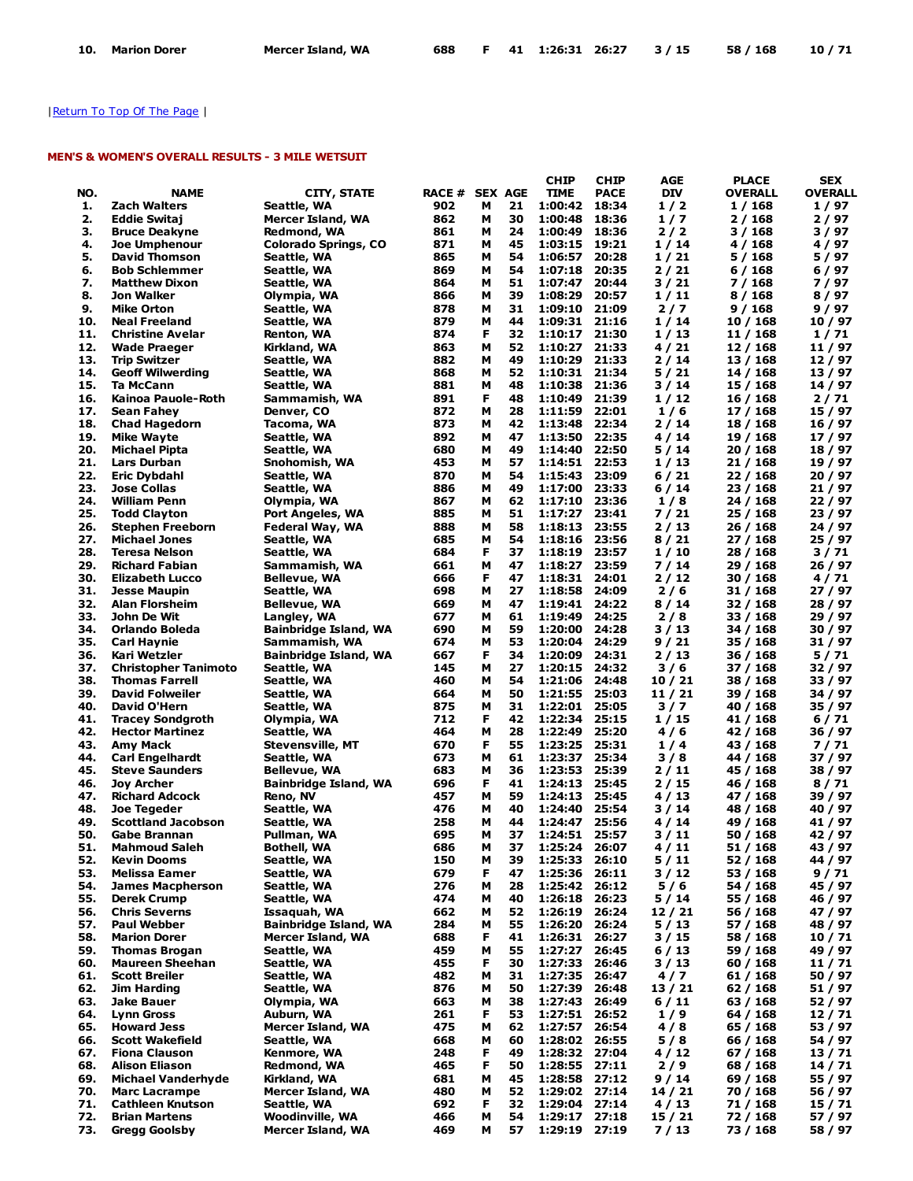| 10. | Marion Dorer | Mercer Island, WA | 688 | F | 41 | 1:26:31 | 26:27 | 3 / 15 | 58 / 168 | 10 / 71 |
|---|---|---|---|---|---|---|---|---|---|---|

|Return To Top Of The Page |

## MEN'S & WOMEN'S OVERALL RESULTS - 3 MILE WETSUIT

| NO. | NAME | CITY, STATE | RACE # | SEX | AGE | CHIP TIME | CHIP PACE | AGE DIV | PLACE OVERALL | SEX OVERALL |
|---|---|---|---|---|---|---|---|---|---|---|
| 1. | Zach Walters | Seattle, WA | 902 | M | 21 | 1:00:42 | 18:34 | 1 / 2 | 1 / 168 | 1 / 97 |
| 2. | Eddie Switaj | Mercer Island, WA | 862 | M | 30 | 1:00:48 | 18:36 | 1 / 7 | 2 / 168 | 2 / 97 |
| 3. | Bruce Deakyne | Redmond, WA | 861 | M | 24 | 1:00:49 | 18:36 | 2 / 2 | 3 / 168 | 3 / 97 |
| 4. | Joe Umphenour | Colorado Springs, CO | 871 | M | 45 | 1:03:15 | 19:21 | 1 / 14 | 4 / 168 | 4 / 97 |
| 5. | David Thomson | Seattle, WA | 865 | M | 54 | 1:06:57 | 20:28 | 1 / 21 | 5 / 168 | 5 / 97 |
| 6. | Bob Schlemmer | Seattle, WA | 869 | M | 54 | 1:07:18 | 20:35 | 2 / 21 | 6 / 168 | 6 / 97 |
| 7. | Matthew Dixon | Seattle, WA | 864 | M | 51 | 1:07:47 | 20:44 | 3 / 21 | 7 / 168 | 7 / 97 |
| 8. | Jon Walker | Olympia, WA | 866 | M | 39 | 1:08:29 | 20:57 | 1 / 11 | 8 / 168 | 8 / 97 |
| 9. | Mike Orton | Seattle, WA | 878 | M | 31 | 1:09:10 | 21:09 | 2 / 7 | 9 / 168 | 9 / 97 |
| 10. | Neal Freeland | Seattle, WA | 879 | M | 44 | 1:09:31 | 21:16 | 1 / 14 | 10 / 168 | 10 / 97 |
| 11. | Christine Avelar | Renton, WA | 874 | F | 32 | 1:10:17 | 21:30 | 1 / 13 | 11 / 168 | 1 / 71 |
| 12. | Wade Praeger | Kirkland, WA | 863 | M | 52 | 1:10:27 | 21:33 | 4 / 21 | 12 / 168 | 11 / 97 |
| 13. | Trip Switzer | Seattle, WA | 882 | M | 49 | 1:10:29 | 21:33 | 2 / 14 | 13 / 168 | 12 / 97 |
| 14. | Geoff Wilwerding | Seattle, WA | 868 | M | 52 | 1:10:31 | 21:34 | 5 / 21 | 14 / 168 | 13 / 97 |
| 15. | Ta McCann | Seattle, WA | 881 | M | 48 | 1:10:38 | 21:36 | 3 / 14 | 15 / 168 | 14 / 97 |
| 16. | Kainoa Pauole-Roth | Sammamish, WA | 891 | F | 48 | 1:10:49 | 21:39 | 1 / 12 | 16 / 168 | 2 / 71 |
| 17. | Sean Fahey | Denver, CO | 872 | M | 28 | 1:11:59 | 22:01 | 1 / 6 | 17 / 168 | 15 / 97 |
| 18. | Chad Hagedorn | Tacoma, WA | 873 | M | 42 | 1:13:48 | 22:34 | 2 / 14 | 18 / 168 | 16 / 97 |
| 19. | Mike Wayte | Seattle, WA | 892 | M | 47 | 1:13:50 | 22:35 | 4 / 14 | 19 / 168 | 17 / 97 |
| 20. | Michael Pipta | Seattle, WA | 680 | M | 49 | 1:14:40 | 22:50 | 5 / 14 | 20 / 168 | 18 / 97 |
| 21. | Lars Durban | Snohomish, WA | 453 | M | 57 | 1:14:51 | 22:53 | 1 / 13 | 21 / 168 | 19 / 97 |
| 22. | Eric Dybdahl | Seattle, WA | 870 | M | 54 | 1:15:43 | 23:09 | 6 / 21 | 22 / 168 | 20 / 97 |
| 23. | Jose Collas | Seattle, WA | 886 | M | 49 | 1:17:00 | 23:33 | 6 / 14 | 23 / 168 | 21 / 97 |
| 24. | William Penn | Olympia, WA | 867 | M | 62 | 1:17:10 | 23:36 | 1 / 8 | 24 / 168 | 22 / 97 |
| 25. | Todd Clayton | Port Angeles, WA | 885 | M | 51 | 1:17:27 | 23:41 | 7 / 21 | 25 / 168 | 23 / 97 |
| 26. | Stephen Freeborn | Federal Way, WA | 888 | M | 58 | 1:18:13 | 23:55 | 2 / 13 | 26 / 168 | 24 / 97 |
| 27. | Michael Jones | Seattle, WA | 685 | M | 54 | 1:18:16 | 23:56 | 8 / 21 | 27 / 168 | 25 / 97 |
| 28. | Teresa Nelson | Seattle, WA | 684 | F | 37 | 1:18:19 | 23:57 | 1 / 10 | 28 / 168 | 3 / 71 |
| 29. | Richard Fabian | Sammamish, WA | 661 | M | 47 | 1:18:27 | 23:59 | 7 / 14 | 29 / 168 | 26 / 97 |
| 30. | Elizabeth Lucco | Bellevue, WA | 666 | F | 47 | 1:18:31 | 24:01 | 2 / 12 | 30 / 168 | 4 / 71 |
| 31. | Jesse Maupin | Seattle, WA | 698 | M | 27 | 1:18:58 | 24:09 | 2 / 6 | 31 / 168 | 27 / 97 |
| 32. | Alan Florsheim | Bellevue, WA | 669 | M | 47 | 1:19:41 | 24:22 | 8 / 14 | 32 / 168 | 28 / 97 |
| 33. | John De Wit | Langley, WA | 677 | M | 61 | 1:19:49 | 24:25 | 2 / 8 | 33 / 168 | 29 / 97 |
| 34. | Orlando Boleda | Bainbridge Island, WA | 690 | M | 59 | 1:20:00 | 24:28 | 3 / 13 | 34 / 168 | 30 / 97 |
| 35. | Carl Haynie | Sammamish, WA | 674 | M | 53 | 1:20:04 | 24:29 | 9 / 21 | 35 / 168 | 31 / 97 |
| 36. | Kari Wetzler | Bainbridge Island, WA | 667 | F | 34 | 1:20:09 | 24:31 | 2 / 13 | 36 / 168 | 5 / 71 |
| 37. | Christopher Tanimoto | Seattle, WA | 145 | M | 27 | 1:20:15 | 24:32 | 3 / 6 | 37 / 168 | 32 / 97 |
| 38. | Thomas Farrell | Seattle, WA | 460 | M | 54 | 1:21:06 | 24:48 | 10 / 21 | 38 / 168 | 33 / 97 |
| 39. | David Folweiler | Seattle, WA | 664 | M | 50 | 1:21:55 | 25:03 | 11 / 21 | 39 / 168 | 34 / 97 |
| 40. | David O'Hern | Seattle, WA | 875 | M | 31 | 1:22:01 | 25:05 | 3 / 7 | 40 / 168 | 35 / 97 |
| 41. | Tracey Songdroth | Olympia, WA | 712 | F | 42 | 1:22:34 | 25:15 | 1 / 15 | 41 / 168 | 6 / 71 |
| 42. | Hector Martinez | Seattle, WA | 464 | M | 28 | 1:22:49 | 25:20 | 4 / 6 | 42 / 168 | 36 / 97 |
| 43. | Amy Mack | Stevensville, MT | 670 | F | 55 | 1:23:25 | 25:31 | 1 / 4 | 43 / 168 | 7 / 71 |
| 44. | Carl Engelhardt | Seattle, WA | 673 | M | 61 | 1:23:37 | 25:34 | 3 / 8 | 44 / 168 | 37 / 97 |
| 45. | Steve Saunders | Bellevue, WA | 683 | M | 36 | 1:23:53 | 25:39 | 2 / 11 | 45 / 168 | 38 / 97 |
| 46. | Joy Archer | Bainbridge Island, WA | 696 | F | 41 | 1:24:13 | 25:45 | 2 / 15 | 46 / 168 | 8 / 71 |
| 47. | Richard Adcock | Reno, NV | 457 | M | 59 | 1:24:13 | 25:45 | 4 / 13 | 47 / 168 | 39 / 97 |
| 48. | Joe Tegeder | Seattle, WA | 476 | M | 40 | 1:24:40 | 25:54 | 3 / 14 | 48 / 168 | 40 / 97 |
| 49. | Scottland Jacobson | Seattle, WA | 258 | M | 44 | 1:24:47 | 25:56 | 4 / 14 | 49 / 168 | 41 / 97 |
| 50. | Gabe Brannan | Pullman, WA | 695 | M | 37 | 1:24:51 | 25:57 | 3 / 11 | 50 / 168 | 42 / 97 |
| 51. | Mahmoud Saleh | Bothell, WA | 686 | M | 37 | 1:25:24 | 26:07 | 4 / 11 | 51 / 168 | 43 / 97 |
| 52. | Kevin Dooms | Seattle, WA | 150 | M | 39 | 1:25:33 | 26:10 | 5 / 11 | 52 / 168 | 44 / 97 |
| 53. | Melissa Eamer | Seattle, WA | 679 | F | 47 | 1:25:36 | 26:11 | 3 / 12 | 53 / 168 | 9 / 71 |
| 54. | James Macpherson | Seattle, WA | 276 | M | 28 | 1:25:42 | 26:12 | 5 / 6 | 54 / 168 | 45 / 97 |
| 55. | Derek Crump | Seattle, WA | 474 | M | 40 | 1:26:18 | 26:23 | 5 / 14 | 55 / 168 | 46 / 97 |
| 56. | Chris Severns | Issaquah, WA | 662 | M | 52 | 1:26:19 | 26:24 | 12 / 21 | 56 / 168 | 47 / 97 |
| 57. | Paul Webber | Bainbridge Island, WA | 284 | M | 55 | 1:26:20 | 26:24 | 5 / 13 | 57 / 168 | 48 / 97 |
| 58. | Marion Dorer | Mercer Island, WA | 688 | F | 41 | 1:26:31 | 26:27 | 3 / 15 | 58 / 168 | 10 / 71 |
| 59. | Thomas Brogan | Seattle, WA | 459 | M | 55 | 1:27:27 | 26:45 | 6 / 13 | 59 / 168 | 49 / 97 |
| 60. | Maureen Sheehan | Seattle, WA | 455 | F | 30 | 1:27:33 | 26:46 | 3 / 13 | 60 / 168 | 11 / 71 |
| 61. | Scott Breiler | Seattle, WA | 482 | M | 31 | 1:27:35 | 26:47 | 4 / 7 | 61 / 168 | 50 / 97 |
| 62. | Jim Harding | Seattle, WA | 876 | M | 50 | 1:27:39 | 26:48 | 13 / 21 | 62 / 168 | 51 / 97 |
| 63. | Jake Bauer | Olympia, WA | 663 | M | 38 | 1:27:43 | 26:49 | 6 / 11 | 63 / 168 | 52 / 97 |
| 64. | Lynn Gross | Auburn, WA | 261 | F | 53 | 1:27:51 | 26:52 | 1 / 9 | 64 / 168 | 12 / 71 |
| 65. | Howard Jess | Mercer Island, WA | 475 | M | 62 | 1:27:57 | 26:54 | 4 / 8 | 65 / 168 | 53 / 97 |
| 66. | Scott Wakefield | Seattle, WA | 668 | M | 60 | 1:28:02 | 26:55 | 5 / 8 | 66 / 168 | 54 / 97 |
| 67. | Fiona Clauson | Kenmore, WA | 248 | F | 49 | 1:28:32 | 27:04 | 4 / 12 | 67 / 168 | 13 / 71 |
| 68. | Alison Eliason | Redmond, WA | 465 | F | 50 | 1:28:55 | 27:11 | 2 / 9 | 68 / 168 | 14 / 71 |
| 69. | Michael Vanderhyde | Kirkland, WA | 681 | M | 45 | 1:28:58 | 27:12 | 9 / 14 | 69 / 168 | 55 / 97 |
| 70. | Marc Lacrampe | Mercer Island, WA | 480 | M | 52 | 1:29:02 | 27:14 | 14 / 21 | 70 / 168 | 56 / 97 |
| 71. | Cathleen Knutson | Seattle, WA | 692 | F | 32 | 1:29:04 | 27:14 | 4 / 13 | 71 / 168 | 15 / 71 |
| 72. | Brian Martens | Woodinville, WA | 466 | M | 54 | 1:29:17 | 27:18 | 15 / 21 | 72 / 168 | 57 / 97 |
| 73. | Gregg Goolsby | Mercer Island, WA | 469 | M | 57 | 1:29:19 | 27:19 | 7 / 13 | 73 / 168 | 58 / 97 |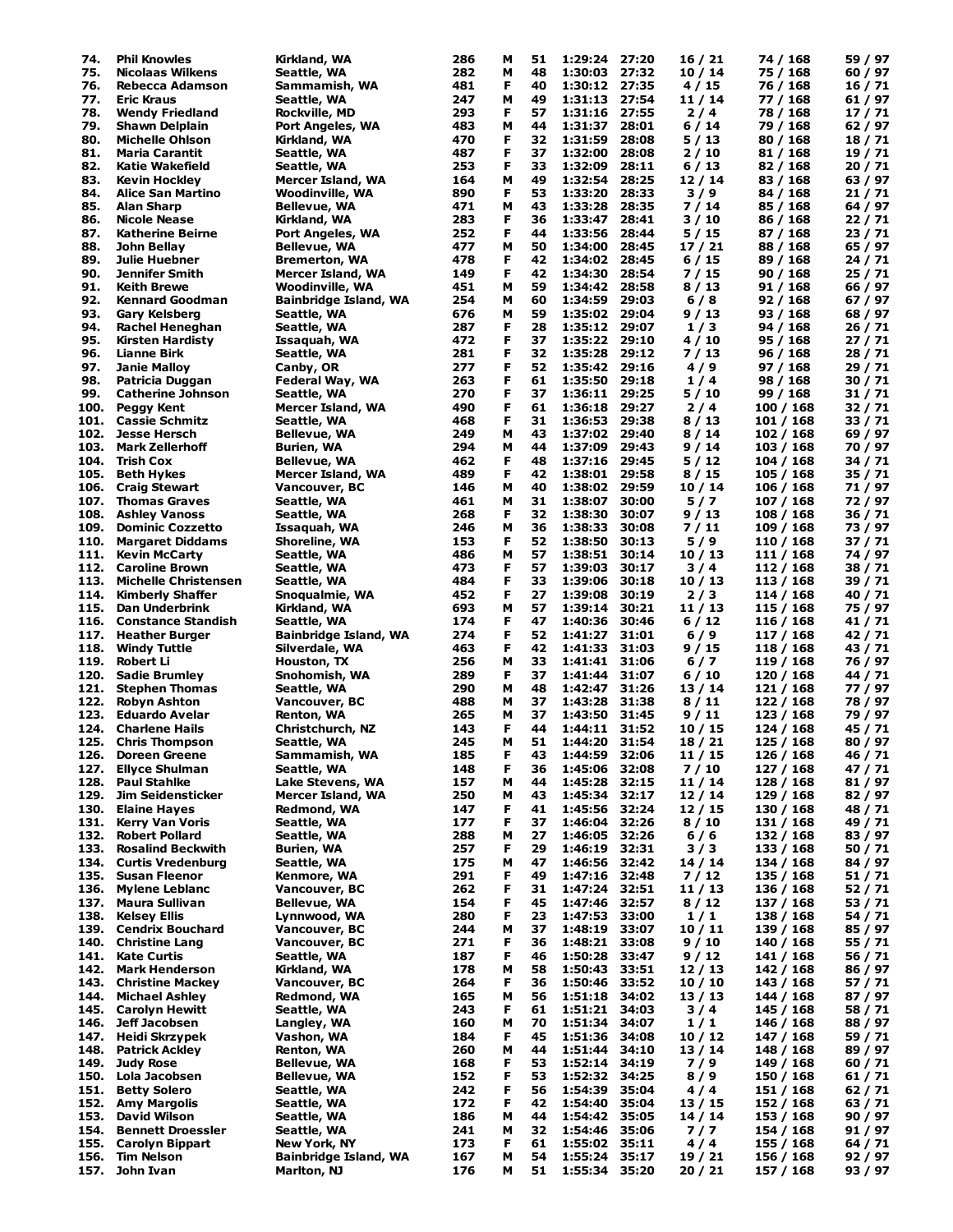| | | | | | | | | | | |
|---|---|---|---|---|---|---|---|---|---|---|
| 74. | Phil Knowles | Kirkland, WA | 286 | M | 51 | 1:29:24 | 27:20 | 16 / 21 | 74 / 168 | 59 / 97 |
| 75. | Nicolaas Wilkens | Seattle, WA | 282 | M | 48 | 1:30:03 | 27:32 | 10 / 14 | 75 / 168 | 60 / 97 |
| 76. | Rebecca Adamson | Sammamish, WA | 481 | F | 40 | 1:30:12 | 27:35 | 4 / 15 | 76 / 168 | 16 / 71 |
| 77. | Eric Kraus | Seattle, WA | 247 | M | 49 | 1:31:13 | 27:54 | 11 / 14 | 77 / 168 | 61 / 97 |
| 78. | Wendy Friedland | Rockville, MD | 293 | F | 57 | 1:31:16 | 27:55 | 2 / 4 | 78 / 168 | 17 / 71 |
| 79. | Shawn Delplain | Port Angeles, WA | 483 | M | 44 | 1:31:37 | 28:01 | 6 / 14 | 79 / 168 | 62 / 97 |
| 80. | Michelle Ohlson | Kirkland, WA | 470 | F | 32 | 1:31:59 | 28:08 | 5 / 13 | 80 / 168 | 18 / 71 |
| 81. | Maria Carantit | Seattle, WA | 487 | F | 37 | 1:32:00 | 28:08 | 2 / 10 | 81 / 168 | 19 / 71 |
| 82. | Katie Wakefield | Seattle, WA | 253 | F | 33 | 1:32:09 | 28:11 | 6 / 13 | 82 / 168 | 20 / 71 |
| 83. | Kevin Hockley | Mercer Island, WA | 164 | M | 49 | 1:32:54 | 28:25 | 12 / 14 | 83 / 168 | 63 / 97 |
| 84. | Alice San Martino | Woodinville, WA | 890 | F | 53 | 1:33:20 | 28:33 | 3 / 9 | 84 / 168 | 21 / 71 |
| 85. | Alan Sharp | Bellevue, WA | 471 | M | 43 | 1:33:28 | 28:35 | 7 / 14 | 85 / 168 | 64 / 97 |
| 86. | Nicole Nease | Kirkland, WA | 283 | F | 36 | 1:33:47 | 28:41 | 3 / 10 | 86 / 168 | 22 / 71 |
| 87. | Katherine Beirne | Port Angeles, WA | 252 | F | 44 | 1:33:56 | 28:44 | 5 / 15 | 87 / 168 | 23 / 71 |
| 88. | John Bellay | Bellevue, WA | 477 | M | 50 | 1:34:00 | 28:45 | 17 / 21 | 88 / 168 | 65 / 97 |
| 89. | Julie Huebner | Bremerton, WA | 478 | F | 42 | 1:34:02 | 28:45 | 6 / 15 | 89 / 168 | 24 / 71 |
| 90. | Jennifer Smith | Mercer Island, WA | 149 | F | 42 | 1:34:30 | 28:54 | 7 / 15 | 90 / 168 | 25 / 71 |
| 91. | Keith Brewe | Woodinville, WA | 451 | M | 59 | 1:34:42 | 28:58 | 8 / 13 | 91 / 168 | 66 / 97 |
| 92. | Kennard Goodman | Bainbridge Island, WA | 254 | M | 60 | 1:34:59 | 29:03 | 6 / 8 | 92 / 168 | 67 / 97 |
| 93. | Gary Kelsberg | Seattle, WA | 676 | M | 59 | 1:35:02 | 29:04 | 9 / 13 | 93 / 168 | 68 / 97 |
| 94. | Rachel Heneghan | Seattle, WA | 287 | F | 28 | 1:35:12 | 29:07 | 1 / 3 | 94 / 168 | 26 / 71 |
| 95. | Kirsten Hardisty | Issaquah, WA | 472 | F | 37 | 1:35:22 | 29:10 | 4 / 10 | 95 / 168 | 27 / 71 |
| 96. | Lianne Birk | Seattle, WA | 281 | F | 32 | 1:35:28 | 29:12 | 7 / 13 | 96 / 168 | 28 / 71 |
| 97. | Janie Malloy | Canby, OR | 277 | F | 52 | 1:35:42 | 29:16 | 4 / 9 | 97 / 168 | 29 / 71 |
| 98. | Patricia Duggan | Federal Way, WA | 263 | F | 61 | 1:35:50 | 29:18 | 1 / 4 | 98 / 168 | 30 / 71 |
| 99. | Catherine Johnson | Seattle, WA | 270 | F | 37 | 1:36:11 | 29:25 | 5 / 10 | 99 / 168 | 31 / 71 |
| 100. | Peggy Kent | Mercer Island, WA | 490 | F | 61 | 1:36:18 | 29:27 | 2 / 4 | 100 / 168 | 32 / 71 |
| 101. | Cassie Schmitz | Seattle, WA | 468 | F | 31 | 1:36:53 | 29:38 | 8 / 13 | 101 / 168 | 33 / 71 |
| 102. | Jesse Hersch | Bellevue, WA | 249 | M | 43 | 1:37:02 | 29:40 | 8 / 14 | 102 / 168 | 69 / 97 |
| 103. | Mark Zellerhoff | Burien, WA | 294 | M | 44 | 1:37:09 | 29:43 | 9 / 14 | 103 / 168 | 70 / 97 |
| 104. | Trish Cox | Bellevue, WA | 462 | F | 48 | 1:37:16 | 29:45 | 5 / 12 | 104 / 168 | 34 / 71 |
| 105. | Beth Hykes | Mercer Island, WA | 489 | F | 42 | 1:38:01 | 29:58 | 8 / 15 | 105 / 168 | 35 / 71 |
| 106. | Craig Stewart | Vancouver, BC | 146 | M | 40 | 1:38:02 | 29:59 | 10 / 14 | 106 / 168 | 71 / 97 |
| 107. | Thomas Graves | Seattle, WA | 461 | M | 31 | 1:38:07 | 30:00 | 5 / 7 | 107 / 168 | 72 / 97 |
| 108. | Ashley Vanoss | Seattle, WA | 268 | F | 32 | 1:38:30 | 30:07 | 9 / 13 | 108 / 168 | 36 / 71 |
| 109. | Dominic Cozzetto | Issaquah, WA | 246 | M | 36 | 1:38:33 | 30:08 | 7 / 11 | 109 / 168 | 73 / 97 |
| 110. | Margaret Diddams | Shoreline, WA | 153 | F | 52 | 1:38:50 | 30:13 | 5 / 9 | 110 / 168 | 37 / 71 |
| 111. | Kevin McCarty | Seattle, WA | 486 | M | 57 | 1:38:51 | 30:14 | 10 / 13 | 111 / 168 | 74 / 97 |
| 112. | Caroline Brown | Seattle, WA | 473 | F | 57 | 1:39:03 | 30:17 | 3 / 4 | 112 / 168 | 38 / 71 |
| 113. | Michelle Christensen | Seattle, WA | 484 | F | 33 | 1:39:06 | 30:18 | 10 / 13 | 113 / 168 | 39 / 71 |
| 114. | Kimberly Shaffer | Snoqualmie, WA | 452 | F | 27 | 1:39:08 | 30:19 | 2 / 3 | 114 / 168 | 40 / 71 |
| 115. | Dan Underbrink | Kirkland, WA | 693 | M | 57 | 1:39:14 | 30:21 | 11 / 13 | 115 / 168 | 75 / 97 |
| 116. | Constance Standish | Seattle, WA | 174 | F | 47 | 1:40:36 | 30:46 | 6 / 12 | 116 / 168 | 41 / 71 |
| 117. | Heather Burger | Bainbridge Island, WA | 274 | F | 52 | 1:41:27 | 31:01 | 6 / 9 | 117 / 168 | 42 / 71 |
| 118. | Windy Tuttle | Silverdale, WA | 463 | F | 42 | 1:41:33 | 31:03 | 9 / 15 | 118 / 168 | 43 / 71 |
| 119. | Robert Li | Houston, TX | 256 | M | 33 | 1:41:41 | 31:06 | 6 / 7 | 119 / 168 | 76 / 97 |
| 120. | Sadie Brumley | Snohomish, WA | 289 | F | 37 | 1:41:44 | 31:07 | 6 / 10 | 120 / 168 | 44 / 71 |
| 121. | Stephen Thomas | Seattle, WA | 290 | M | 48 | 1:42:47 | 31:26 | 13 / 14 | 121 / 168 | 77 / 97 |
| 122. | Robyn Ashton | Vancouver, BC | 488 | M | 37 | 1:43:28 | 31:38 | 8 / 11 | 122 / 168 | 78 / 97 |
| 123. | Eduardo Avelar | Renton, WA | 265 | M | 37 | 1:43:50 | 31:45 | 9 / 11 | 123 / 168 | 79 / 97 |
| 124. | Charlene Hails | Christchurch, NZ | 143 | F | 44 | 1:44:11 | 31:52 | 10 / 15 | 124 / 168 | 45 / 71 |
| 125. | Chris Thompson | Seattle, WA | 245 | M | 51 | 1:44:20 | 31:54 | 18 / 21 | 125 / 168 | 80 / 97 |
| 126. | Doreen Greene | Sammamish, WA | 185 | F | 43 | 1:44:59 | 32:06 | 11 / 15 | 126 / 168 | 46 / 71 |
| 127. | Ellyce Shulman | Seattle, WA | 148 | F | 36 | 1:45:06 | 32:08 | 7 / 10 | 127 / 168 | 47 / 71 |
| 128. | Paul Stahlke | Lake Stevens, WA | 157 | M | 44 | 1:45:28 | 32:15 | 11 / 14 | 128 / 168 | 81 / 97 |
| 129. | Jim Seidensticker | Mercer Island, WA | 250 | M | 43 | 1:45:34 | 32:17 | 12 / 14 | 129 / 168 | 82 / 97 |
| 130. | Elaine Hayes | Redmond, WA | 147 | F | 41 | 1:45:56 | 32:24 | 12 / 15 | 130 / 168 | 48 / 71 |
| 131. | Kerry Van Voris | Seattle, WA | 177 | F | 37 | 1:46:04 | 32:26 | 8 / 10 | 131 / 168 | 49 / 71 |
| 132. | Robert Pollard | Seattle, WA | 288 | M | 27 | 1:46:05 | 32:26 | 6 / 6 | 132 / 168 | 83 / 97 |
| 133. | Rosalind Beckwith | Burien, WA | 257 | F | 29 | 1:46:19 | 32:31 | 3 / 3 | 133 / 168 | 50 / 71 |
| 134. | Curtis Vredenburg | Seattle, WA | 175 | M | 47 | 1:46:56 | 32:42 | 14 / 14 | 134 / 168 | 84 / 97 |
| 135. | Susan Fleenor | Kenmore, WA | 291 | F | 49 | 1:47:16 | 32:48 | 7 / 12 | 135 / 168 | 51 / 71 |
| 136. | Mylene Leblanc | Vancouver, BC | 262 | F | 31 | 1:47:24 | 32:51 | 11 / 13 | 136 / 168 | 52 / 71 |
| 137. | Maura Sullivan | Bellevue, WA | 154 | F | 45 | 1:47:46 | 32:57 | 8 / 12 | 137 / 168 | 53 / 71 |
| 138. | Kelsey Ellis | Lynnwood, WA | 280 | F | 23 | 1:47:53 | 33:00 | 1 / 1 | 138 / 168 | 54 / 71 |
| 139. | Cendrix Bouchard | Vancouver, BC | 244 | M | 37 | 1:48:19 | 33:07 | 10 / 11 | 139 / 168 | 85 / 97 |
| 140. | Christine Lang | Vancouver, BC | 271 | F | 36 | 1:48:21 | 33:08 | 9 / 10 | 140 / 168 | 55 / 71 |
| 141. | Kate Curtis | Seattle, WA | 187 | F | 46 | 1:50:28 | 33:47 | 9 / 12 | 141 / 168 | 56 / 71 |
| 142. | Mark Henderson | Kirkland, WA | 178 | M | 58 | 1:50:43 | 33:51 | 12 / 13 | 142 / 168 | 86 / 97 |
| 143. | Christine Mackey | Vancouver, BC | 264 | F | 36 | 1:50:46 | 33:52 | 10 / 10 | 143 / 168 | 57 / 71 |
| 144. | Michael Ashley | Redmond, WA | 165 | M | 56 | 1:51:18 | 34:02 | 13 / 13 | 144 / 168 | 87 / 97 |
| 145. | Carolyn Hewitt | Seattle, WA | 243 | F | 61 | 1:51:21 | 34:03 | 3 / 4 | 145 / 168 | 58 / 71 |
| 146. | Jeff Jacobsen | Langley, WA | 160 | M | 70 | 1:51:34 | 34:07 | 1 / 1 | 146 / 168 | 88 / 97 |
| 147. | Heidi Skrzypek | Vashon, WA | 184 | F | 45 | 1:51:36 | 34:08 | 10 / 12 | 147 / 168 | 59 / 71 |
| 148. | Patrick Ackley | Renton, WA | 260 | M | 44 | 1:51:44 | 34:10 | 13 / 14 | 148 / 168 | 89 / 97 |
| 149. | Judy Rose | Bellevue, WA | 168 | F | 53 | 1:52:14 | 34:19 | 7 / 9 | 149 / 168 | 60 / 71 |
| 150. | Lola Jacobsen | Bellevue, WA | 152 | F | 53 | 1:52:32 | 34:25 | 8 / 9 | 150 / 168 | 61 / 71 |
| 151. | Betty Solero | Seattle, WA | 242 | F | 56 | 1:54:39 | 35:04 | 4 / 4 | 151 / 168 | 62 / 71 |
| 152. | Amy Margolis | Seattle, WA | 172 | F | 42 | 1:54:40 | 35:04 | 13 / 15 | 152 / 168 | 63 / 71 |
| 153. | David Wilson | Seattle, WA | 186 | M | 44 | 1:54:42 | 35:05 | 14 / 14 | 153 / 168 | 90 / 97 |
| 154. | Bennett Droessler | Seattle, WA | 241 | M | 32 | 1:54:46 | 35:06 | 7 / 7 | 154 / 168 | 91 / 97 |
| 155. | Carolyn Bippart | New York, NY | 173 | F | 61 | 1:55:02 | 35:11 | 4 / 4 | 155 / 168 | 64 / 71 |
| 156. | Tim Nelson | Bainbridge Island, WA | 167 | M | 54 | 1:55:24 | 35:17 | 19 / 21 | 156 / 168 | 92 / 97 |
| 157. | John Ivan | Marlton, NJ | 176 | M | 51 | 1:55:34 | 35:20 | 20 / 21 | 157 / 168 | 93 / 97 |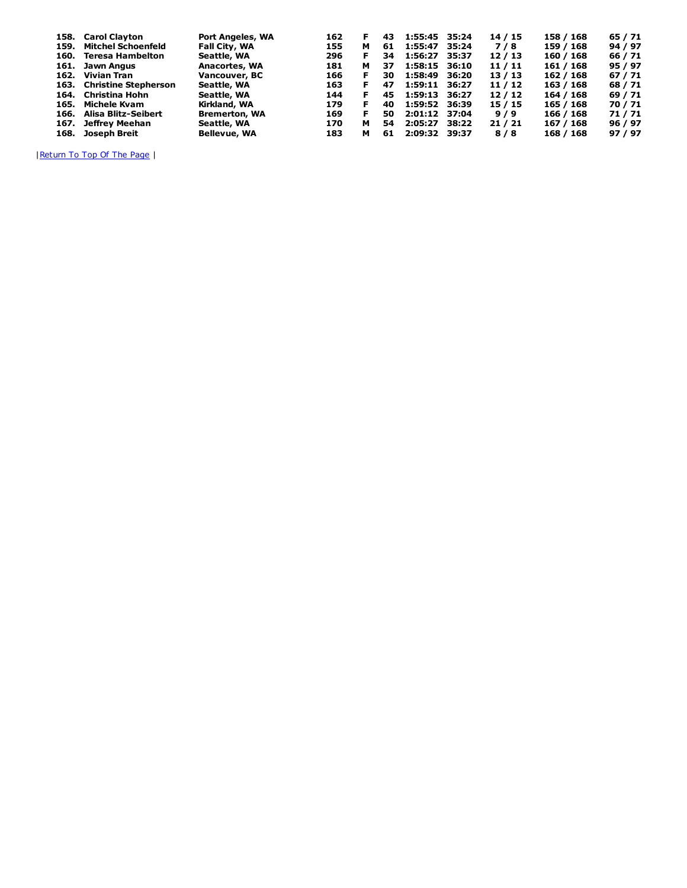| | | | | | | | | | | |
|---|---|---|---|---|---|---|---|---|---|---|
| 158. | Carol Clayton | Port Angeles, WA | 162 | F | 43 | 1:55:45 | 35:24 | 14 / 15 | 158 / 168 | 65 / 71 |
| 159. | Mitchel Schoenfeld | Fall City, WA | 155 | M | 61 | 1:55:47 | 35:24 | 7 / 8 | 159 / 168 | 94 / 97 |
| 160. | Teresa Hambelton | Seattle, WA | 296 | F | 34 | 1:56:27 | 35:37 | 12 / 13 | 160 / 168 | 66 / 71 |
| 161. | Jawn Angus | Anacortes, WA | 181 | M | 37 | 1:58:15 | 36:10 | 11 / 11 | 161 / 168 | 95 / 97 |
| 162. | Vivian Tran | Vancouver, BC | 166 | F | 30 | 1:58:49 | 36:20 | 13 / 13 | 162 / 168 | 67 / 71 |
| 163. | Christine Stepherson | Seattle, WA | 163 | F | 47 | 1:59:11 | 36:27 | 11 / 12 | 163 / 168 | 68 / 71 |
| 164. | Christina Hohn | Seattle, WA | 144 | F | 45 | 1:59:13 | 36:27 | 12 / 12 | 164 / 168 | 69 / 71 |
| 165. | Michele Kvam | Kirkland, WA | 179 | F | 40 | 1:59:52 | 36:39 | 15 / 15 | 165 / 168 | 70 / 71 |
| 166. | Alisa Blitz-Seibert | Bremerton, WA | 169 | F | 50 | 2:01:12 | 37:04 | 9 / 9 | 166 / 168 | 71 / 71 |
| 167. | Jeffrey Meehan | Seattle, WA | 170 | M | 54 | 2:05:27 | 38:22 | 21 / 21 | 167 / 168 | 96 / 97 |
| 168. | Joseph Breit | Bellevue, WA | 183 | M | 61 | 2:09:32 | 39:37 | 8 / 8 | 168 / 168 | 97 / 97 |

| Return To Top Of The Page |